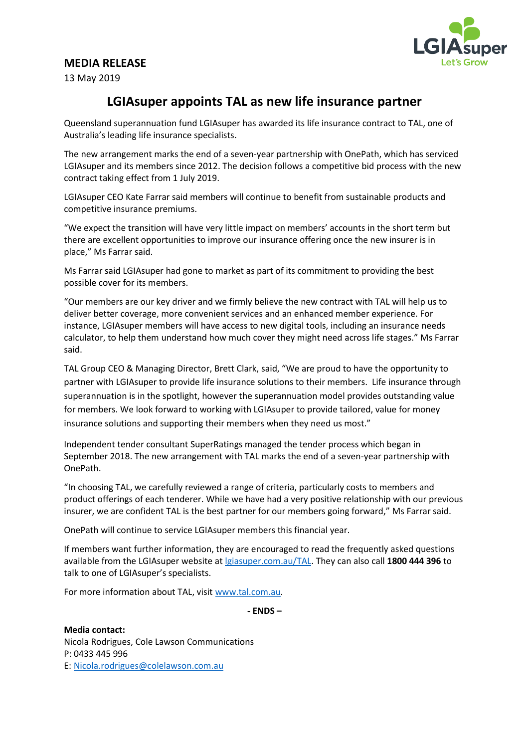**MEDIA RELEASE**

13 May 2019

# LGIAsuper appoints TAL as new life insurance partner

Queensland superannuation fund LGIAsuper has awarded its life insurance contract to TAL, one of Australia's leading life insurance specialists.

The new arrangement marks the end of a seven-year partnership with OnePath, which has serviced LGIAsuper and its members since 2012. The decision follows a competitive bid process with the new contract taking effect from 1 July 2019.

LGIAsuper CEO Kate Farrar said members will continue to benefit from sustainable products and competitive insurance premiums.

"We expect the transition will have very little impact on members' accounts in the short term but there are excellent opportunities to improve our insurance offering once the new insurer is in place," Ms Farrar said.

Ms Farrar said LGIAsuper had gone to market as part of its commitment to providing the best possible cover for its members.

"Our members are our key driver and we firmly believe the new contract with TAL will help us to deliver better coverage, more convenient services and an enhanced member experience. For instance, LGIAsuper members will have access to new digital tools, including an insurance needs calculator, to help them understand how much cover they might need across life stages." Ms Farrar said.

TAL Group CEO & Managing Director, Brett Clark, said, "We are proud to have the opportunity to partner with LGIAsuper to provide life insurance solutions to their members. Life insurance through superannuation is in the spotlight, however the superannuation model provides outstanding value for members. We look forward to working with LGIAsuper to provide tailored, value for money insurance solutions and supporting their members when they need us most."

Independent tender consultant SuperRatings managed the tender process which began in September 2018. The new arrangement with TAL marks the end of a seven-year partnership with OnePath.

"In choosing TAL, we carefully reviewed a range of criteria, particularly costs to members and product offerings of each tenderer. While we have had a very positive relationship with our previous insurer, we are confident TAL is the best partner for our members going forward," Ms Farrar said.

OnePath will continue to service LGIAsuper members this financial year.

If members want further information, they are encouraged to read the frequently asked questions available from the LGIAsuper website at lgiasuper.com.au/TAL. They can also call **1800 444 396** to talk to one of LGIAsuper's specialists.

For more information about TAL, visit www.tal.com.au.

**- ENDS –**

**Media contact:**

Nicola Rodrigues, Cole Lawson Communications

P: 0433 445 996

E: Nicola.rodrigues@colelawson.com.au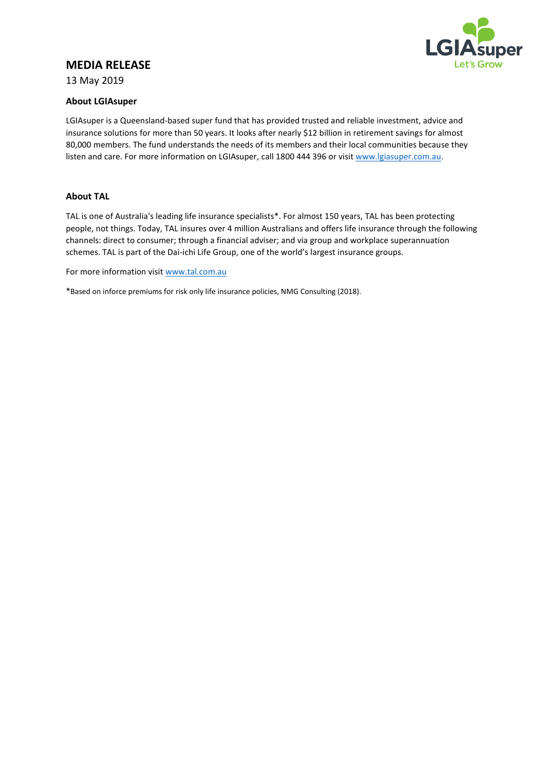# MEDIA RELEASE

13 May 2019

**About LGIAsuper**

LGIAsuper is a Queensland-based super fund that has provided trusted and reliable investment, advice and insurance solutions for more than 50 years. It looks after nearly $12 billion in retirement savings for almost 80,000 members. The fund understands the needs of its members and their local communities because they listen and care. For more information on LGIAsuper, call 1800 444 396 or visit www.lgiasuper.com.au.

**About TAL**

TAL is one of Australia's leading life insurance specialists*. For almost 150 years, TAL has been protecting people, not things. Today, TAL insures over 4 million Australians and offers life insurance through the following channels: direct to consumer; through a financial adviser; and via group and workplace superannuation schemes. TAL is part of the Dai-ichi Life Group, one of the world's largest insurance groups.

For more information visit www.tal.com.au

*Based on inforce premiums for risk only life insurance policies, NMG Consulting (2018).